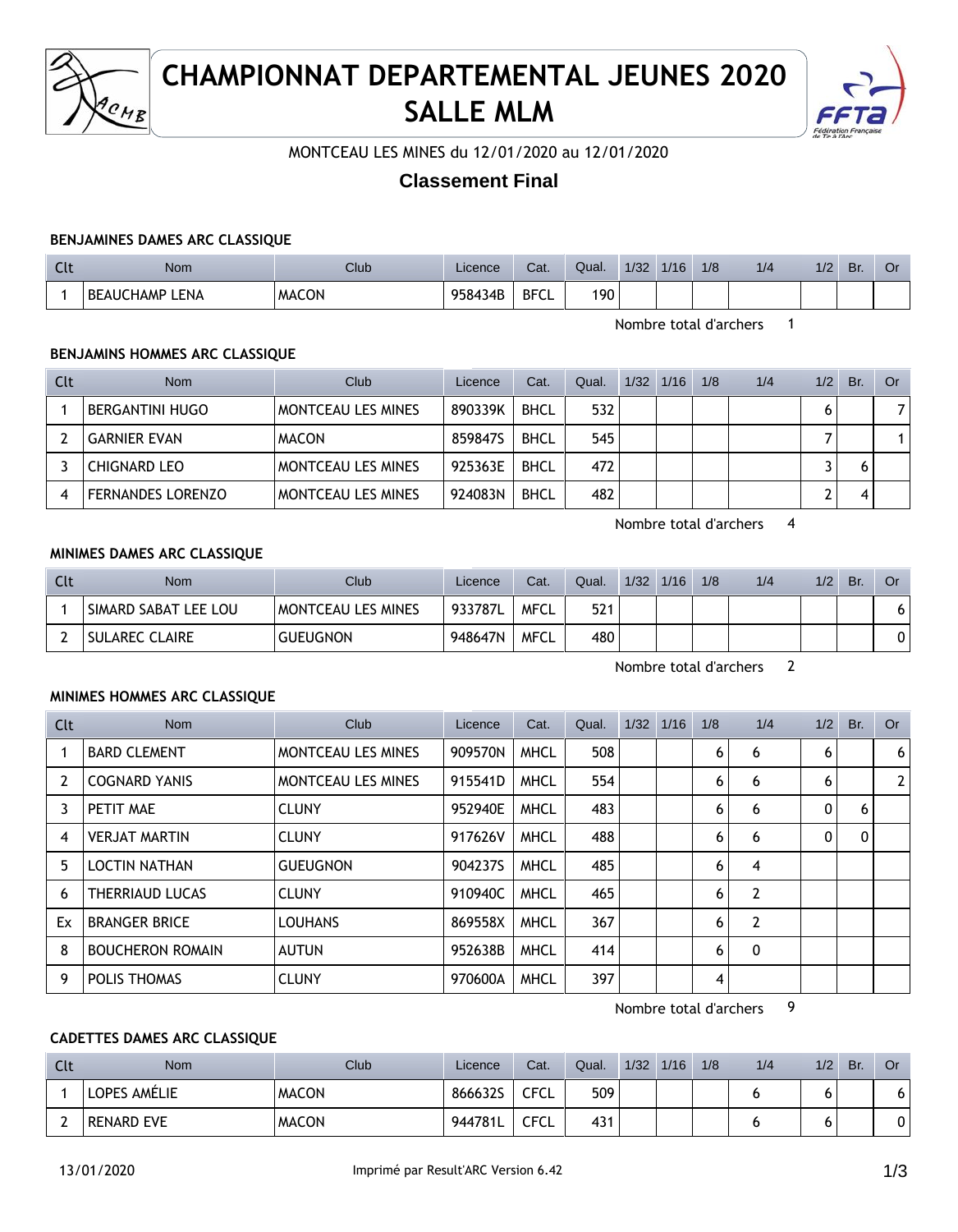# CHAMPIONNAT DEPARTEMENTAL JEUNES 2020
# SALLE MLM

MONTCEAU LES MINES du 12/01/2020 au 12/01/2020

## Classement Final

### BENJAMINES DAMES ARC CLASSIQUE

| Clt | Nom | Club | Licence | Cat. | Qual. | 1/32 | 1/16 | 1/8 | 1/4 | 1/2 | Br. | Or |
|---|---|---|---|---|---|---|---|---|---|---|---|---|
| 1 | BEAUCHAMP LENA | MACON | 958434B | BFCL | 190 | | | | | | | |

Nombre total d'archers 1

### BENJAMINS HOMMES ARC CLASSIQUE

| Clt | Nom | Club | Licence | Cat. | Qual. | 1/32 | 1/16 | 1/8 | 1/4 | 1/2 | Br. | Or |
|---|---|---|---|---|---|---|---|---|---|---|---|---|
| 1 | BERGANTINI HUGO | MONTCEAU LES MINES | 890339K | BHCL | 532 | | | | | 6 | | 7 |
| 2 | GARNIER EVAN | MACON | 859847S | BHCL | 545 | | | | | 7 | | 1 |
| 3 | CHIGNARD LEO | MONTCEAU LES MINES | 925363E | BHCL | 472 | | | | | 3 | 6 | |
| 4 | FERNANDES LORENZO | MONTCEAU LES MINES | 924083N | BHCL | 482 | | | | | 2 | 4 | |

Nombre total d'archers 4

### MINIMES DAMES ARC CLASSIQUE

| Clt | Nom | Club | Licence | Cat. | Qual. | 1/32 | 1/16 | 1/8 | 1/4 | 1/2 | Br. | Or |
|---|---|---|---|---|---|---|---|---|---|---|---|---|
| 1 | SIMARD SABAT LEE LOU | MONTCEAU LES MINES | 933787L | MFCL | 521 | | | | | | | 6 |
| 2 | SULAREC CLAIRE | GUEUGNON | 948647N | MFCL | 480 | | | | | | | 0 |

Nombre total d'archers 2

### MINIMES HOMMES ARC CLASSIQUE

| Clt | Nom | Club | Licence | Cat. | Qual. | 1/32 | 1/16 | 1/8 | 1/4 | 1/2 | Br. | Or |
|---|---|---|---|---|---|---|---|---|---|---|---|---|
| 1 | BARD CLEMENT | MONTCEAU LES MINES | 909570N | MHCL | 508 | | | 6 | 6 | 6 | | 6 |
| 2 | COGNARD YANIS | MONTCEAU LES MINES | 915541D | MHCL | 554 | | | 6 | 6 | 6 | | 2 |
| 3 | PETIT MAE | CLUNY | 952940E | MHCL | 483 | | | 6 | 6 | 0 | 6 | |
| 4 | VERJAT MARTIN | CLUNY | 917626V | MHCL | 488 | | | 6 | 6 | 0 | 0 | |
| 5 | LOCTIN NATHAN | GUEUGNON | 904237S | MHCL | 485 | | | 6 | 4 | | | |
| 6 | THERRIAUD LUCAS | CLUNY | 910940C | MHCL | 465 | | | 6 | 2 | | | |
| Ex | BRANGER BRICE | LOUHANS | 869558X | MHCL | 367 | | | 6 | 2 | | | |
| 8 | BOUCHERON ROMAIN | AUTUN | 952638B | MHCL | 414 | | | 6 | 0 | | | |
| 9 | POLIS THOMAS | CLUNY | 970600A | MHCL | 397 | | | 4 | | | | |

Nombre total d'archers 9

### CADETTES DAMES ARC CLASSIQUE

| Clt | Nom | Club | Licence | Cat. | Qual. | 1/32 | 1/16 | 1/8 | 1/4 | 1/2 | Br. | Or |
|---|---|---|---|---|---|---|---|---|---|---|---|---|
| 1 | LOPES AMÉLIE | MACON | 866632S | CFCL | 509 | | | | 6 | 6 | | 6 |
| 2 | RENARD EVE | MACON | 944781L | CFCL | 431 | | | | 6 | 6 | | 0 |

13/01/2020 Imprimé par Result'ARC Version 6.42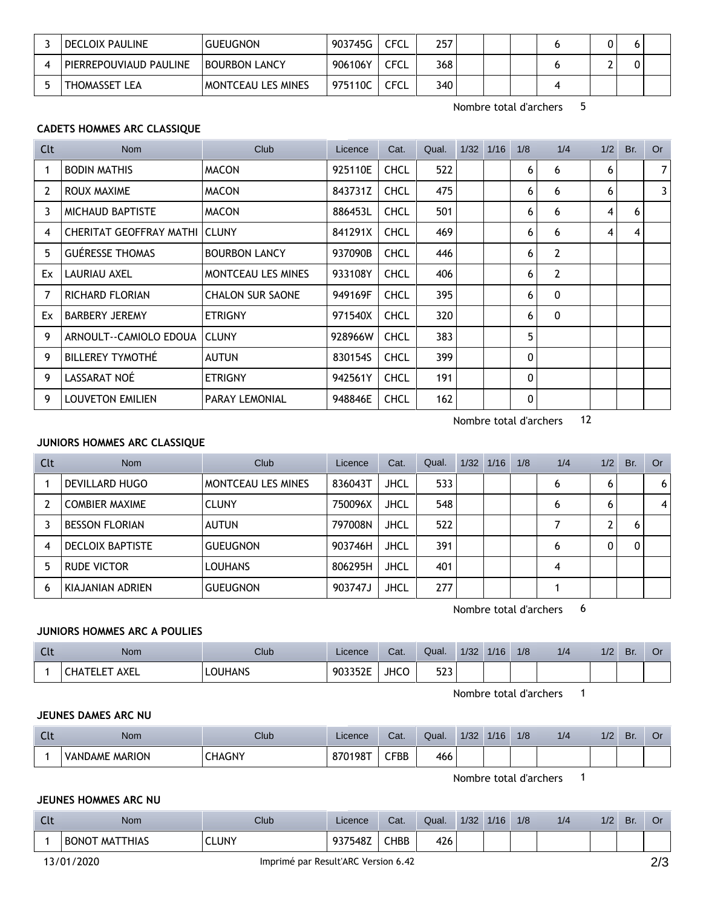| Clt | Nom | Club | Licence | Cat. | Qual. | 1/32 | 1/16 | 1/8 | 1/4 | 1/2 | Br. | Or |
|---|---|---|---|---|---|---|---|---|---|---|---|---|
| 3 | DECLOIX PAULINE | GUEUGNON | 903745G | CFCL | 257 | | | | 6 | 0 | 6 | |
| 4 | PIERREPOUVIAUD PAULINE | BOURBON LANCY | 906106Y | CFCL | 368 | | | | 6 | 2 | 0 | |
| 5 | THOMASSET LEA | MONTCEAU LES MINES | 975110C | CFCL | 340 | | | | 4 | | | |

Nombre total d'archers 5

### CADETS HOMMES ARC CLASSIQUE

| Clt | Nom | Club | Licence | Cat. | Qual. | 1/32 | 1/16 | 1/8 | 1/4 | 1/2 | Br. | Or |
|---|---|---|---|---|---|---|---|---|---|---|---|---|
| 1 | BODIN MATHIS | MACON | 925110E | CHCL | 522 | | | 6 | 6 | 6 | | 7 |
| 2 | ROUX MAXIME | MACON | 843731Z | CHCL | 475 | | | 6 | 6 | 6 | | 3 |
| 3 | MICHAUD BAPTISTE | MACON | 886453L | CHCL | 501 | | | 6 | 6 | 4 | 6 | |
| 4 | CHERITAT GEOFFRAY MATHI | CLUNY | 841291X | CHCL | 469 | | | 6 | 6 | 4 | 4 | |
| 5 | GUÉRESSE THOMAS | BOURBON LANCY | 937090B | CHCL | 446 | | | 6 | 2 | | | |
| Ex | LAURIAU AXEL | MONTCEAU LES MINES | 933108Y | CHCL | 406 | | | 6 | 2 | | | |
| 7 | RICHARD FLORIAN | CHALON SUR SAONE | 949169F | CHCL | 395 | | | 6 | 0 | | | |
| Ex | BARBERY JEREMY | ETRIGNY | 971540X | CHCL | 320 | | | 6 | 0 | | | |
| 9 | ARNOULT--CAMIOLO EDOUA | CLUNY | 928966W | CHCL | 383 | | | 5 | | | | |
| 9 | BILLEREY TYMOTHÉ | AUTUN | 830154S | CHCL | 399 | | | 0 | | | | |
| 9 | LASSARAT NOÉ | ETRIGNY | 942561Y | CHCL | 191 | | | 0 | | | | |
| 9 | LOUVETON EMILIEN | PARAY LEMONIAL | 948846E | CHCL | 162 | | | 0 | | | | |

Nombre total d'archers 12

### JUNIORS HOMMES ARC CLASSIQUE

| Clt | Nom | Club | Licence | Cat. | Qual. | 1/32 | 1/16 | 1/8 | 1/4 | 1/2 | Br. | Or |
|---|---|---|---|---|---|---|---|---|---|---|---|---|
| 1 | DEVILLARD HUGO | MONTCEAU LES MINES | 836043T | JHCL | 533 | | | | 6 | 6 | | 6 |
| 2 | COMBIER MAXIME | CLUNY | 750096X | JHCL | 548 | | | | 6 | 6 | | 4 |
| 3 | BESSON FLORIAN | AUTUN | 797008N | JHCL | 522 | | | | 7 | 2 | 6 | |
| 4 | DECLOIX BAPTISTE | GUEUGNON | 903746H | JHCL | 391 | | | | 6 | 0 | 0 | |
| 5 | RUDE VICTOR | LOUHANS | 806295H | JHCL | 401 | | | | 4 | | | |
| 6 | KIAJANIAN ADRIEN | GUEUGNON | 903747J | JHCL | 277 | | | | 1 | | | |

Nombre total d'archers 6

### JUNIORS HOMMES ARC A POULIES

| Clt | Nom | Club | Licence | Cat. | Qual. | 1/32 | 1/16 | 1/8 | 1/4 | 1/2 | Br. | Or |
|---|---|---|---|---|---|---|---|---|---|---|---|---|
| 1 | CHATELET AXEL | LOUHANS | 903352E | JHCO | 523 | | | | | | | |

Nombre total d'archers 1

### JEUNES DAMES ARC NU

| Clt | Nom | Club | Licence | Cat. | Qual. | 1/32 | 1/16 | 1/8 | 1/4 | 1/2 | Br. | Or |
|---|---|---|---|---|---|---|---|---|---|---|---|---|
| 1 | VANDAME MARION | CHAGNY | 870198T | CFBB | 466 | | | | | | | |

Nombre total d'archers 1

### JEUNES HOMMES ARC NU

| Clt | Nom | Club | Licence | Cat. | Qual. | 1/32 | 1/16 | 1/8 | 1/4 | 1/2 | Br. | Or |
|---|---|---|---|---|---|---|---|---|---|---|---|---|
| 1 | BONOT MATTHIAS | CLUNY | 937548Z | CHBB | 426 | | | | | | | |

13/01/2020 Imprimé par Result'ARC Version 6.42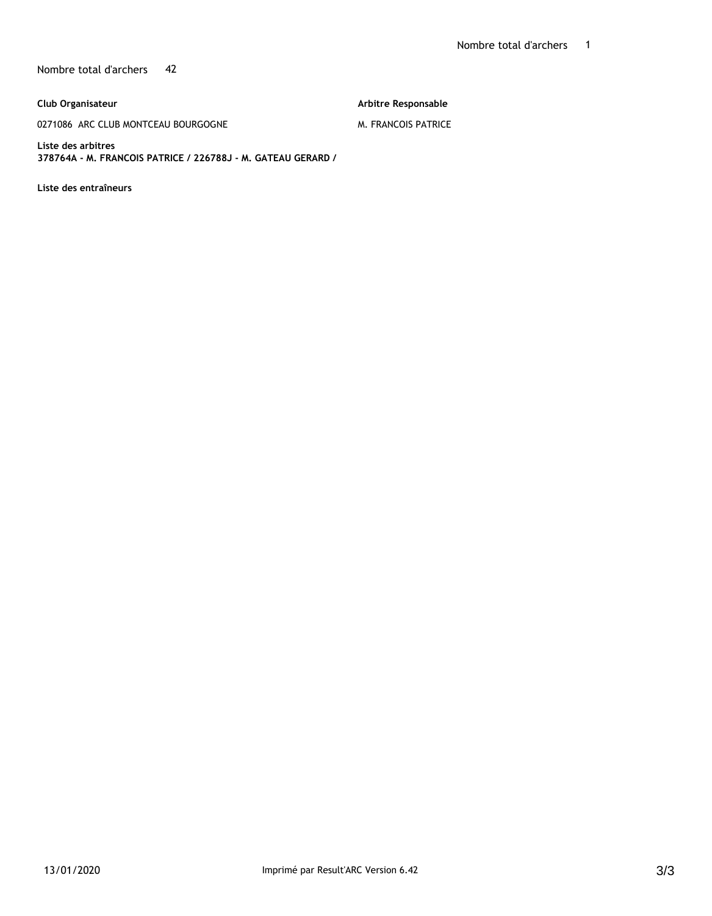Nombre total d'archers 1

Nombre total d'archers 42

**Club Organisateur**

0271086 ARC CLUB MONTCEAU BOURGOGNE

**Arbitre Responsable**

M. FRANCOIS PATRICE

**Liste des arbitres**
**378764A - M. FRANCOIS PATRICE / 226788J - M. GATEAU GERARD /**

**Liste des entraîneurs**

13/01/2020 Imprimé par Result'ARC Version 6.42